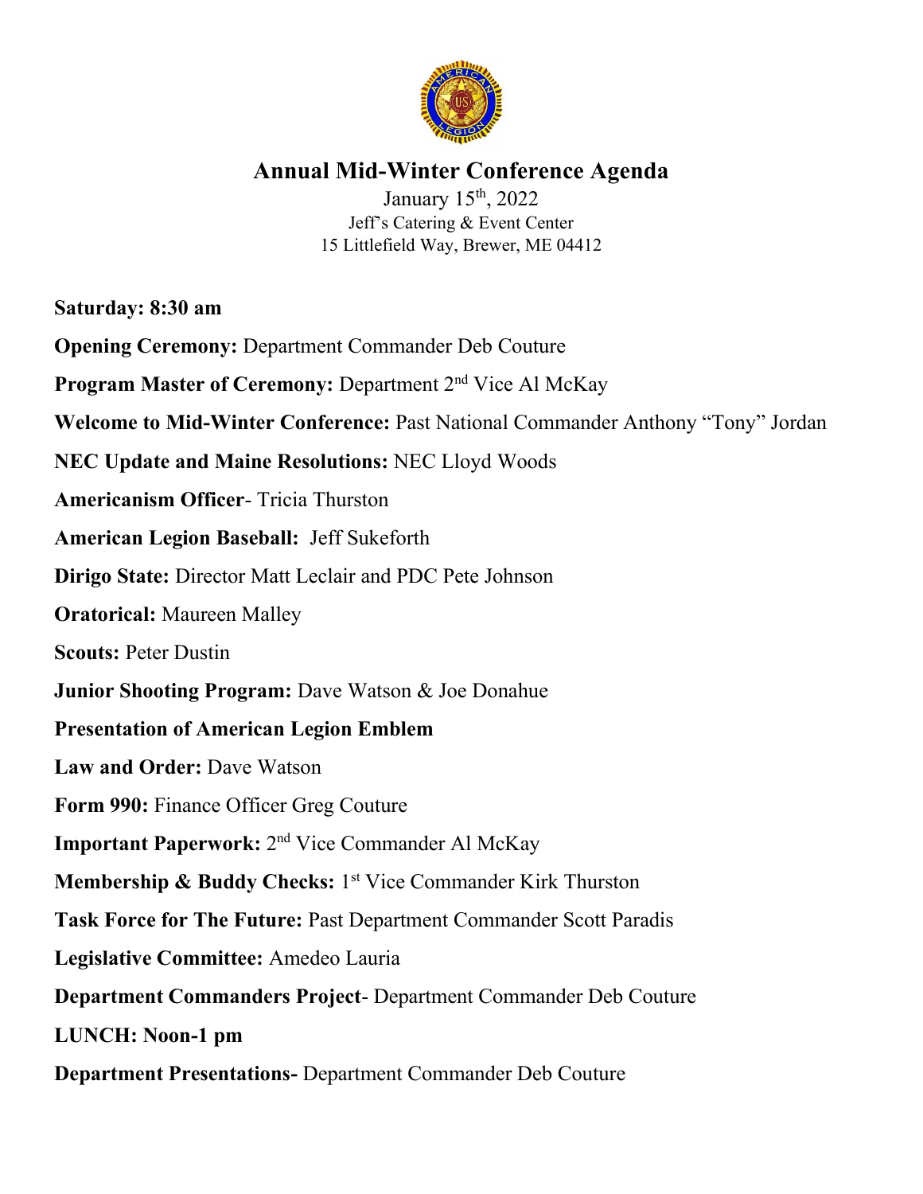# Annual Mid-Winter Conference Agenda

January 15th, 2022
Jeff's Catering & Event Center
15 Littlefield Way, Brewer, ME 04412

**Saturday: 8:30 am**

**Opening Ceremony:** Department Commander Deb Couture

**Program Master of Ceremony:** Department 2nd Vice Al McKay

**Welcome to Mid-Winter Conference:** Past National Commander Anthony "Tony" Jordan

**NEC Update and Maine Resolutions:** NEC Lloyd Woods

**Americanism Officer**- Tricia Thurston

**American Legion Baseball:** Jeff Sukeforth

**Dirigo State:** Director Matt Leclair and PDC Pete Johnson

**Oratorical:** Maureen Malley

**Scouts:** Peter Dustin

**Junior Shooting Program:** Dave Watson & Joe Donahue

**Presentation of American Legion Emblem**

**Law and Order:** Dave Watson

**Form 990:** Finance Officer Greg Couture

**Important Paperwork:** 2nd Vice Commander Al McKay

**Membership & Buddy Checks:** 1st Vice Commander Kirk Thurston

**Task Force for The Future:** Past Department Commander Scott Paradis

**Legislative Committee:** Amedeo Lauria

**Department Commanders Project**- Department Commander Deb Couture

**LUNCH: Noon-1 pm**

**Department Presentations-** Department Commander Deb Couture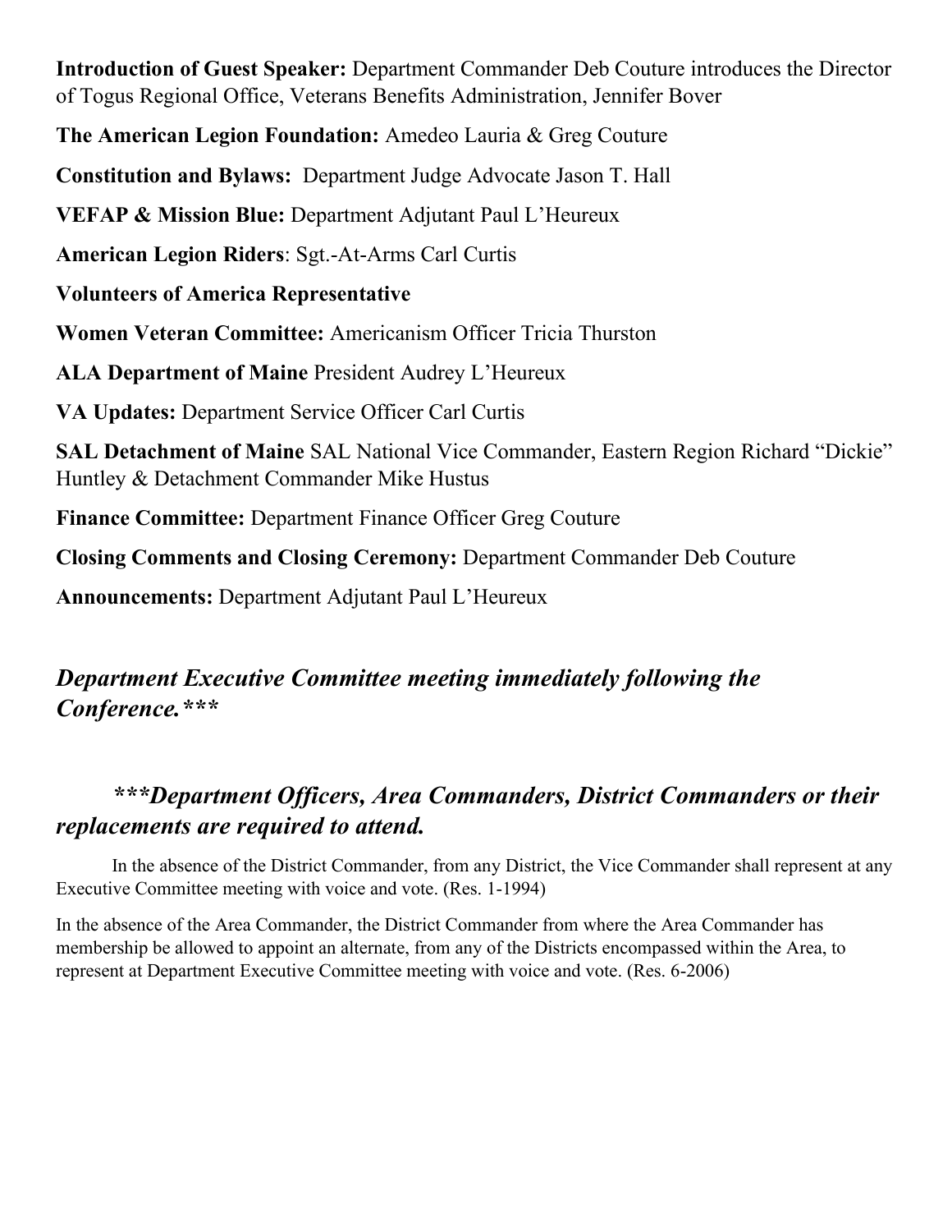**Introduction of Guest Speaker:** Department Commander Deb Couture introduces the Director of Togus Regional Office, Veterans Benefits Administration, Jennifer Bover

**The American Legion Foundation:** Amedeo Lauria & Greg Couture

**Constitution and Bylaws:** Department Judge Advocate Jason T. Hall

**VEFAP & Mission Blue:** Department Adjutant Paul L'Heureux

**American Legion Riders**: Sgt.-At-Arms Carl Curtis

**Volunteers of America Representative**

**Women Veteran Committee:** Americanism Officer Tricia Thurston

**ALA Department of Maine** President Audrey L'Heureux

**VA Updates:** Department Service Officer Carl Curtis

**SAL Detachment of Maine** SAL National Vice Commander, Eastern Region Richard "Dickie" Huntley & Detachment Commander Mike Hustus

**Finance Committee:** Department Finance Officer Greg Couture

**Closing Comments and Closing Ceremony:** Department Commander Deb Couture

**Announcements:** Department Adjutant Paul L'Heureux

## *Department Executive Committee meeting immediately following the Conference.****

## ****Department Officers, Area Commanders, District Commanders or their replacements are required to attend.*

In the absence of the District Commander, from any District, the Vice Commander shall represent at any Executive Committee meeting with voice and vote. (Res. 1-1994)

In the absence of the Area Commander, the District Commander from where the Area Commander has membership be allowed to appoint an alternate, from any of the Districts encompassed within the Area, to represent at Department Executive Committee meeting with voice and vote. (Res. 6-2006)